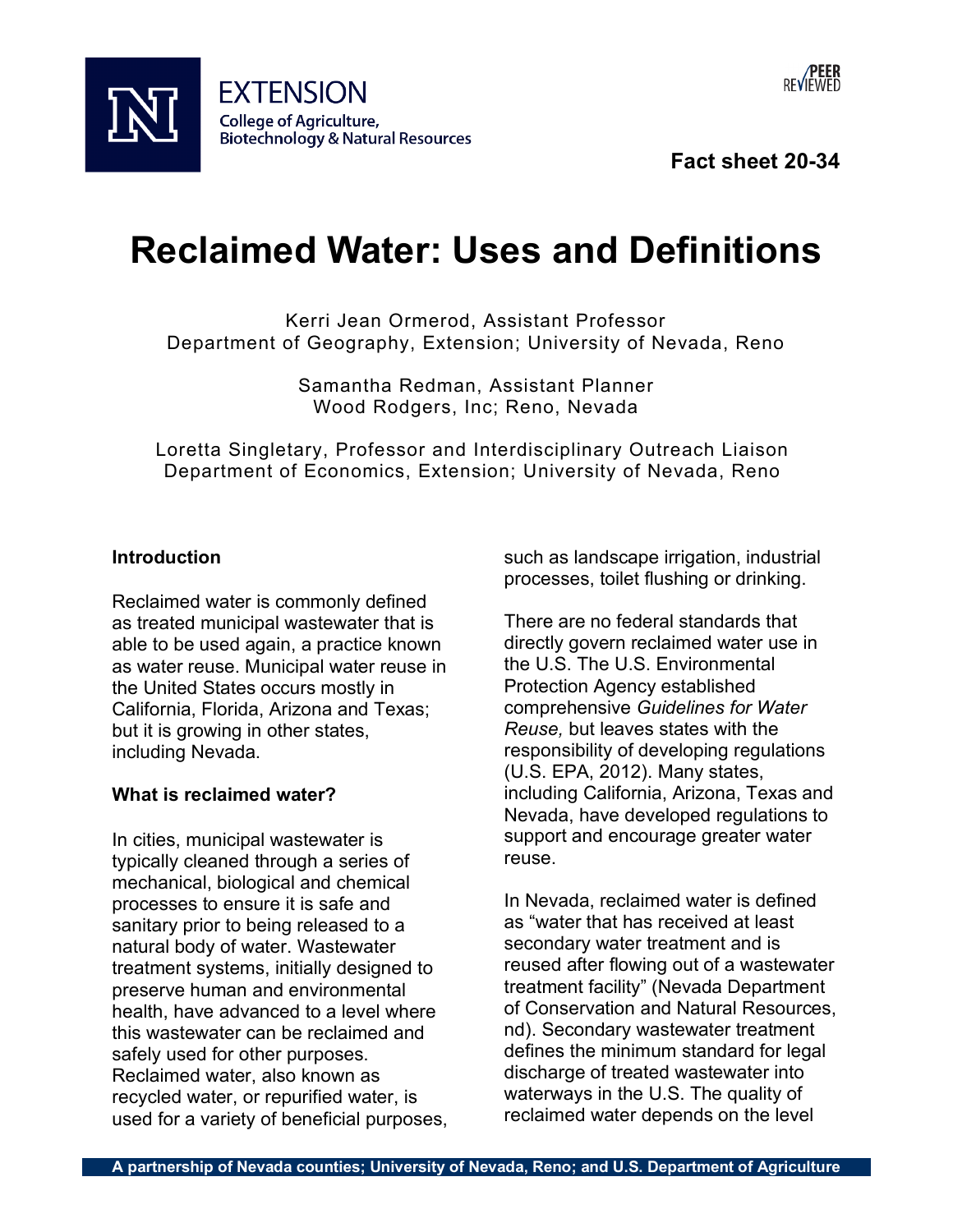EXTENSION
College of Agriculture, Biotechnology & Natural Resources

PEER REVIEWED

**Fact sheet 20-34**

# Reclaimed Water: Uses and Definitions

Kerri Jean Ormerod, Assistant Professor
Department of Geography, Extension; University of Nevada, Reno

Samantha Redman, Assistant Planner
Wood Rodgers, Inc; Reno, Nevada

Loretta Singletary, Professor and Interdisciplinary Outreach Liaison
Department of Economics, Extension; University of Nevada, Reno

## Introduction

Reclaimed water is commonly defined as treated municipal wastewater that is able to be used again, a practice known as water reuse. Municipal water reuse in the United States occurs mostly in California, Florida, Arizona and Texas; but it is growing in other states, including Nevada.

## What is reclaimed water?

In cities, municipal wastewater is typically cleaned through a series of mechanical, biological and chemical processes to ensure it is safe and sanitary prior to being released to a natural body of water. Wastewater treatment systems, initially designed to preserve human and environmental health, have advanced to a level where this wastewater can be reclaimed and safely used for other purposes. Reclaimed water, also known as recycled water, or repurified water, is used for a variety of beneficial purposes, such as landscape irrigation, industrial processes, toilet flushing or drinking.

There are no federal standards that directly govern reclaimed water use in the U.S. The U.S. Environmental Protection Agency established comprehensive *Guidelines for Water Reuse,* but leaves states with the responsibility of developing regulations (U.S. EPA, 2012). Many states, including California, Arizona, Texas and Nevada, have developed regulations to support and encourage greater water reuse.

In Nevada, reclaimed water is defined as "water that has received at least secondary water treatment and is reused after flowing out of a wastewater treatment facility" (Nevada Department of Conservation and Natural Resources, nd). Secondary wastewater treatment defines the minimum standard for legal discharge of treated wastewater into waterways in the U.S. The quality of reclaimed water depends on the level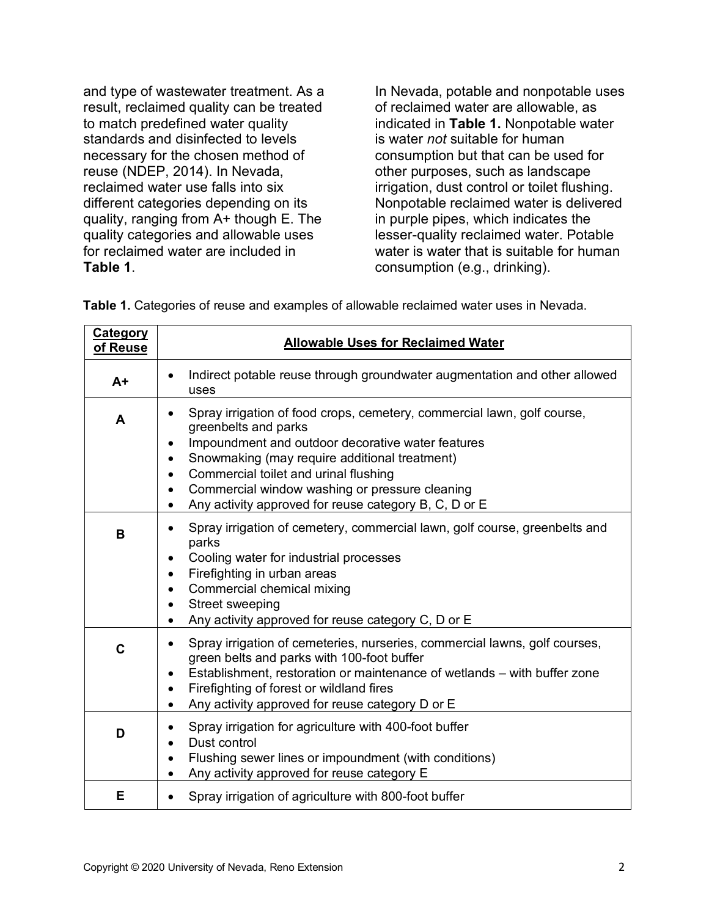and type of wastewater treatment. As a result, reclaimed quality can be treated to match predefined water quality standards and disinfected to levels necessary for the chosen method of reuse (NDEP, 2014). In Nevada, reclaimed water use falls into six different categories depending on its quality, ranging from A+ though E. The quality categories and allowable uses for reclaimed water are included in **Table 1**.

In Nevada, potable and nonpotable uses of reclaimed water are allowable, as indicated in **Table 1.** Nonpotable water is water *not* suitable for human consumption but that can be used for other purposes, such as landscape irrigation, dust control or toilet flushing. Nonpotable reclaimed water is delivered in purple pipes, which indicates the lesser-quality reclaimed water. Potable water is water that is suitable for human consumption (e.g., drinking).

**Table 1.** Categories of reuse and examples of allowable reclaimed water uses in Nevada.

| Category of Reuse | Allowable Uses for Reclaimed Water |
|---|---|
| **A+** | • Indirect potable reuse through groundwater augmentation and other allowed uses |
| **A** | • Spray irrigation of food crops, cemetery, commercial lawn, golf course, greenbelts and parks<br>• Impoundment and outdoor decorative water features<br>• Snowmaking (may require additional treatment)<br>• Commercial toilet and urinal flushing<br>• Commercial window washing or pressure cleaning<br>• Any activity approved for reuse category B, C, D or E |
| **B** | • Spray irrigation of cemetery, commercial lawn, golf course, greenbelts and parks<br>• Cooling water for industrial processes<br>• Firefighting in urban areas<br>• Commercial chemical mixing<br>• Street sweeping<br>• Any activity approved for reuse category C, D or E |
| **C** | • Spray irrigation of cemeteries, nurseries, commercial lawns, golf courses, green belts and parks with 100-foot buffer<br>• Establishment, restoration or maintenance of wetlands – with buffer zone<br>• Firefighting of forest or wildland fires<br>• Any activity approved for reuse category D or E |
| **D** | • Spray irrigation for agriculture with 400-foot buffer<br>• Dust control<br>• Flushing sewer lines or impoundment (with conditions)<br>• Any activity approved for reuse category E |
| **E** | • Spray irrigation of agriculture with 800-foot buffer |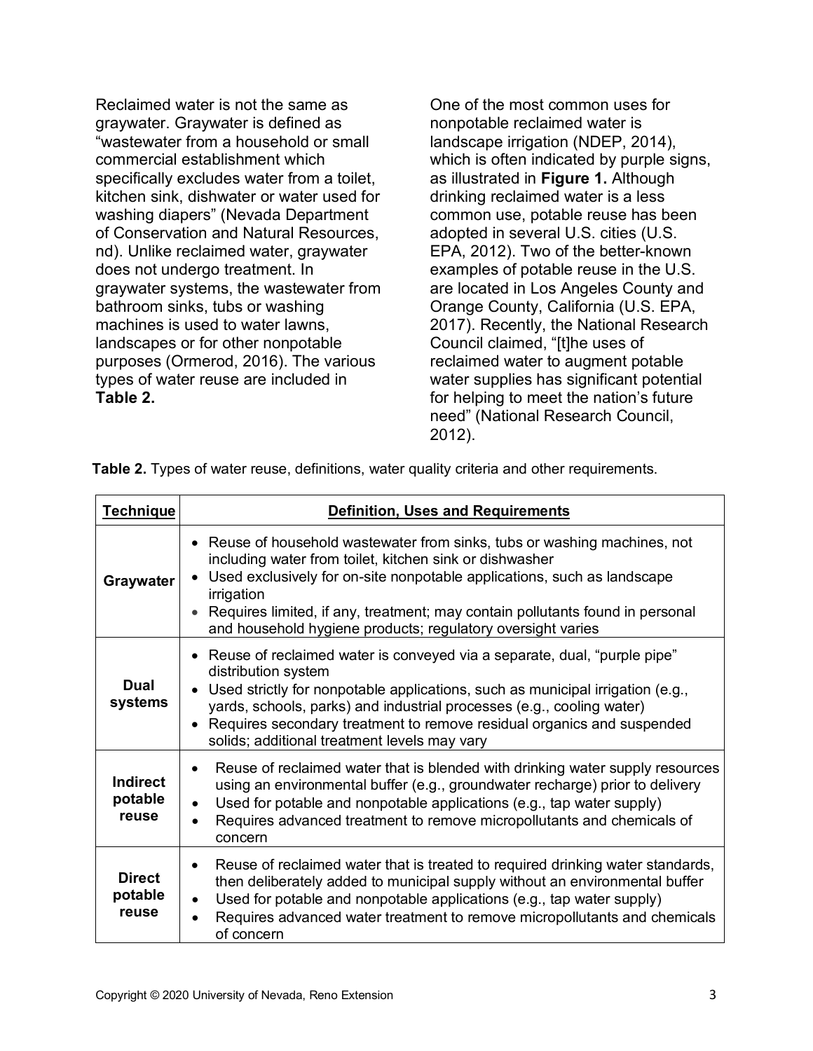Reclaimed water is not the same as graywater. Graywater is defined as "wastewater from a household or small commercial establishment which specifically excludes water from a toilet, kitchen sink, dishwater or water used for washing diapers" (Nevada Department of Conservation and Natural Resources, nd). Unlike reclaimed water, graywater does not undergo treatment. In graywater systems, the wastewater from bathroom sinks, tubs or washing machines is used to water lawns, landscapes or for other nonpotable purposes (Ormerod, 2016). The various types of water reuse are included in **Table 2.**

One of the most common uses for nonpotable reclaimed water is landscape irrigation (NDEP, 2014), which is often indicated by purple signs, as illustrated in **Figure 1.** Although drinking reclaimed water is a less common use, potable reuse has been adopted in several U.S. cities (U.S. EPA, 2012). Two of the better-known examples of potable reuse in the U.S. are located in Los Angeles County and Orange County, California (U.S. EPA, 2017). Recently, the National Research Council claimed, "[t]he uses of reclaimed water to augment potable water supplies has significant potential for helping to meet the nation's future need" (National Research Council, 2012).

**Table 2.** Types of water reuse, definitions, water quality criteria and other requirements.

| Technique | Definition, Uses and Requirements |
|---|---|
| **Graywater** | • Reuse of household wastewater from sinks, tubs or washing machines, not including water from toilet, kitchen sink or dishwasher<br>• Used exclusively for on-site nonpotable applications, such as landscape irrigation<br>• Requires limited, if any, treatment; may contain pollutants found in personal and household hygiene products; regulatory oversight varies |
| **Dual systems** | • Reuse of reclaimed water is conveyed via a separate, dual, "purple pipe" distribution system<br>• Used strictly for nonpotable applications, such as municipal irrigation (e.g., yards, schools, parks) and industrial processes (e.g., cooling water)<br>• Requires secondary treatment to remove residual organics and suspended solids; additional treatment levels may vary |
| **Indirect potable reuse** | • Reuse of reclaimed water that is blended with drinking water supply resources using an environmental buffer (e.g., groundwater recharge) prior to delivery<br>• Used for potable and nonpotable applications (e.g., tap water supply)<br>• Requires advanced treatment to remove micropollutants and chemicals of concern |
| **Direct potable reuse** | • Reuse of reclaimed water that is treated to required drinking water standards, then deliberately added to municipal supply without an environmental buffer<br>• Used for potable and nonpotable applications (e.g., tap water supply)<br>• Requires advanced water treatment to remove micropollutants and chemicals of concern |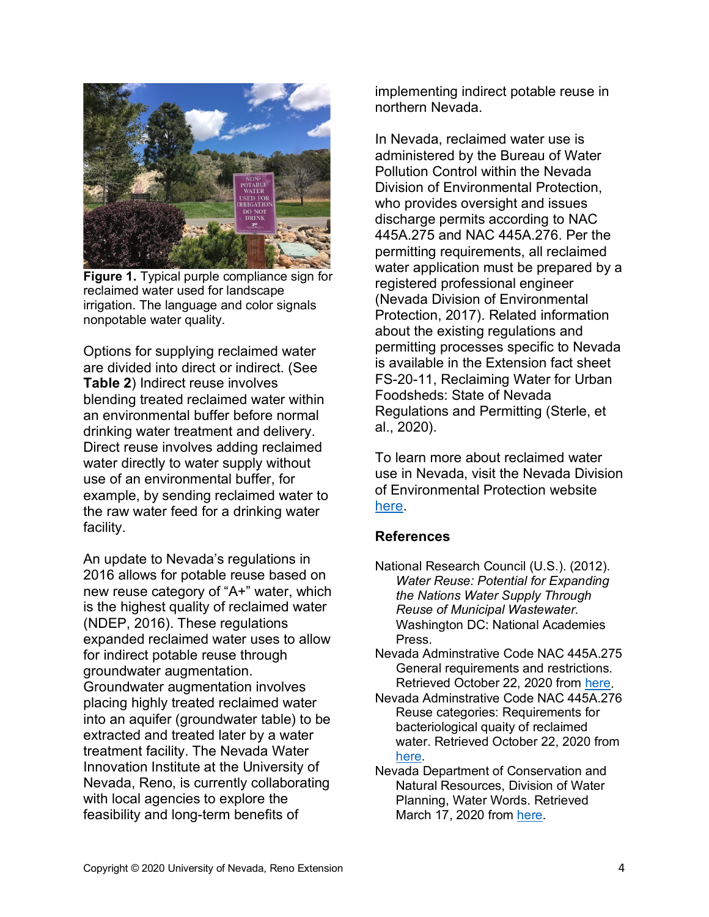**Figure 1.** Typical purple compliance sign for reclaimed water used for landscape irrigation. The language and color signals nonpotable water quality.

Options for supplying reclaimed water are divided into direct or indirect. (See **Table 2**) Indirect reuse involves blending treated reclaimed water within an environmental buffer before normal drinking water treatment and delivery. Direct reuse involves adding reclaimed water directly to water supply without use of an environmental buffer, for example, by sending reclaimed water to the raw water feed for a drinking water facility.

An update to Nevada's regulations in 2016 allows for potable reuse based on new reuse category of "A+" water, which is the highest quality of reclaimed water (NDEP, 2016). These regulations expanded reclaimed water uses to allow for indirect potable reuse through groundwater augmentation. Groundwater augmentation involves placing highly treated reclaimed water into an aquifer (groundwater table) to be extracted and treated later by a water treatment facility. The Nevada Water Innovation Institute at the University of Nevada, Reno, is currently collaborating with local agencies to explore the feasibility and long-term benefits of implementing indirect potable reuse in northern Nevada.

In Nevada, reclaimed water use is administered by the Bureau of Water Pollution Control within the Nevada Division of Environmental Protection, who provides oversight and issues discharge permits according to NAC 445A.275 and NAC 445A.276. Per the permitting requirements, all reclaimed water application must be prepared by a registered professional engineer (Nevada Division of Environmental Protection, 2017). Related information about the existing regulations and permitting processes specific to Nevada is available in the Extension fact sheet FS-20-11, Reclaiming Water for Urban Foodsheds: State of Nevada Regulations and Permitting (Sterle, et al., 2020).

To learn more about reclaimed water use in Nevada, visit the Nevada Division of Environmental Protection website here.

### References

National Research Council (U.S.). (2012). *Water Reuse: Potential for Expanding the Nations Water Supply Through Reuse of Municipal Wastewater.* Washington DC: National Academies Press.

Nevada Adminstrative Code NAC 445A.275 General requirements and restrictions. Retrieved October 22, 2020 from here.

Nevada Adminstrative Code NAC 445A.276 Reuse categories: Requirements for bacteriological quality of reclaimed water. Retrieved October 22, 2020 from here.

Nevada Department of Conservation and Natural Resources, Division of Water Planning, Water Words. Retrieved March 17, 2020 from here.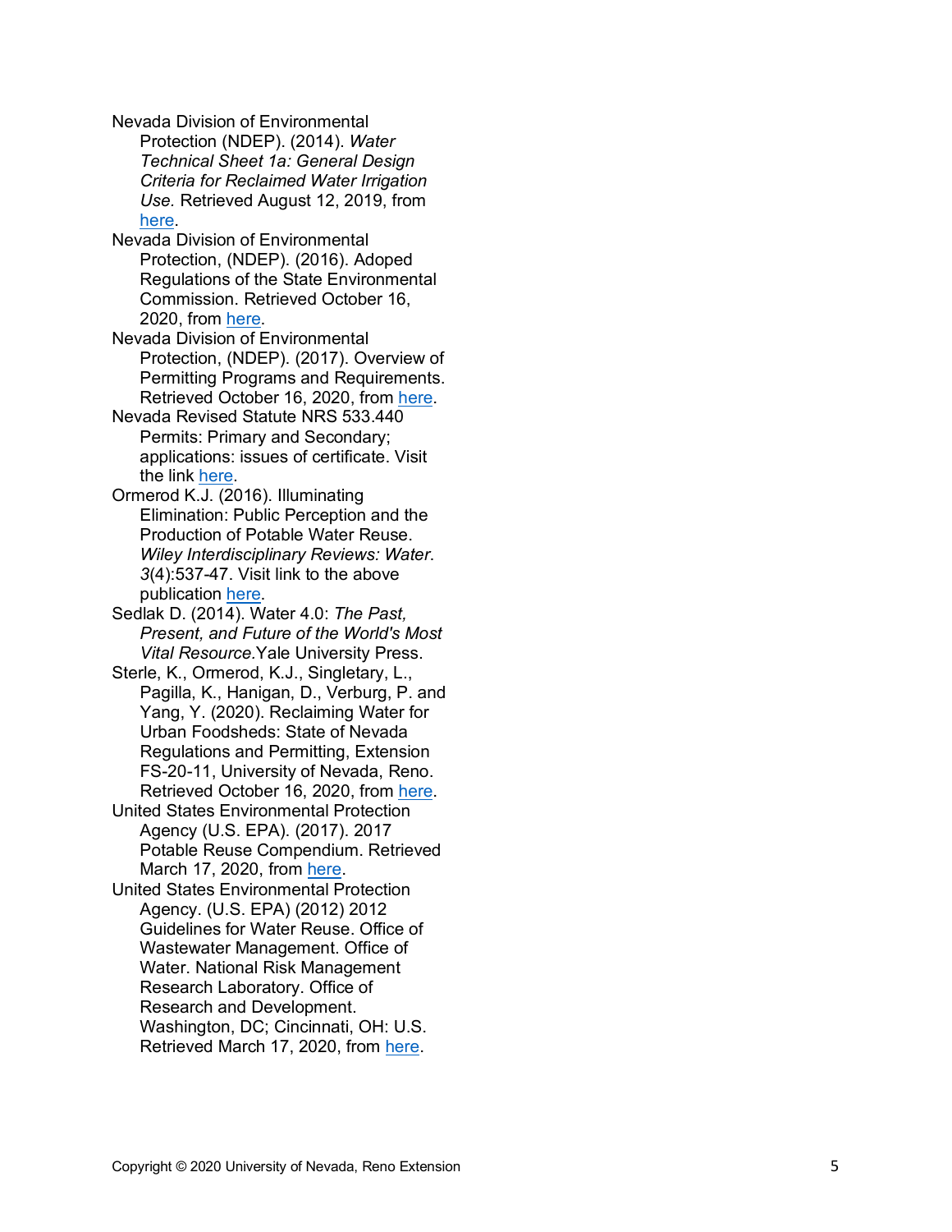Nevada Division of Environmental Protection (NDEP). (2014). *Water Technical Sheet 1a: General Design Criteria for Reclaimed Water Irrigation Use.* Retrieved August 12, 2019, from here.

Nevada Division of Environmental Protection, (NDEP). (2016). Adoped Regulations of the State Environmental Commission. Retrieved October 16, 2020, from here.

Nevada Division of Environmental Protection, (NDEP). (2017). Overview of Permitting Programs and Requirements. Retrieved October 16, 2020, from here.

Nevada Revised Statute NRS 533.440 Permits: Primary and Secondary; applications: issues of certificate. Visit the link here.

Ormerod K.J. (2016). Illuminating Elimination: Public Perception and the Production of Potable Water Reuse. *Wiley Interdisciplinary Reviews: Water*. *3*(4):537-47. Visit link to the above publication here.

Sedlak D. (2014). Water 4.0: *The Past, Present, and Future of the World's Most Vital Resource.*Yale University Press.

Sterle, K., Ormerod, K.J., Singletary, L., Pagilla, K., Hanigan, D., Verburg, P. and Yang, Y. (2020). Reclaiming Water for Urban Foodsheds: State of Nevada Regulations and Permitting, Extension FS-20-11, University of Nevada, Reno. Retrieved October 16, 2020, from here.

United States Environmental Protection Agency (U.S. EPA). (2017). 2017 Potable Reuse Compendium. Retrieved March 17, 2020, from here.

United States Environmental Protection Agency. (U.S. EPA) (2012) 2012 Guidelines for Water Reuse. Office of Wastewater Management. Office of Water. National Risk Management Research Laboratory. Office of Research and Development. Washington, DC; Cincinnati, OH: U.S. Retrieved March 17, 2020, from here.